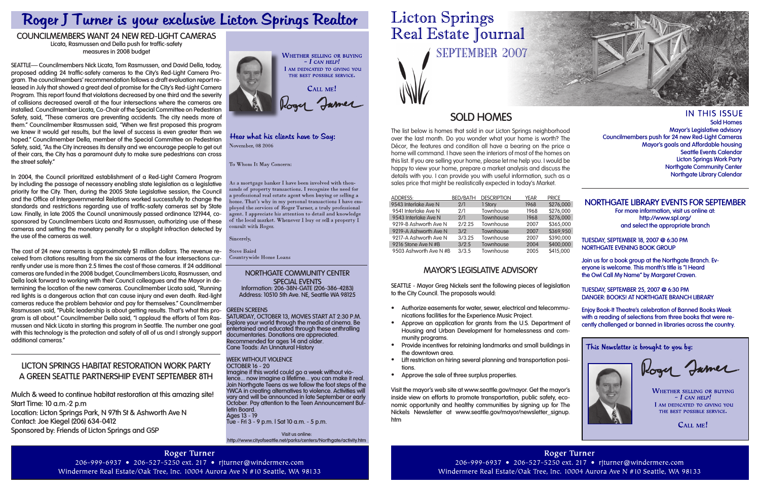# Roger J Turner is your exclusive Licton Springs Realtor

## COUNCILMEMBERS WANT 24 NEW RED-LIGHT CAMERAS

Licata, Rasmussen and Della push for traffic-safety measures in 2008 budget

SEATTLE— Councilmembers Nick Licata, Tom Rasmussen, and David Della, today, proposed adding 24 traffic-safety cameras to the City's Red-Light Camera Program. The councilmembers' recommendation follows a draft evaluation report released in July that showed a great deal of promise for the City's Red-Light Camera Program. This report found that violations decreased by one third and the severity of collisions decreased overall at the four intersections where the cameras are installed. Councilmember Licata, Co-Chair of the Special Committee on Pedestrian Safety, said, "These cameras are preventing accidents. The city needs more of them." Councilmember Rasmussen said, "When we first proposed this program we knew it would get results, but the level of success is even greater than we hoped." Councilmember Della, member of the Special Committee on Pedestrian Safety, said, "As the City increases its density and we encourage people to get out of their cars, the City has a paramount duty to make sure pedestrians can cross the street safely."

In 2004, the Council prioritized establishment of a Red-Light Camera Program by including the passage of necessary enabling state legislation as a legislative priority for the City. Then, during the 2005 State Legislative session, the Council and the Office of Intergovernmental Relations worked successfully to change the standards and restrictions regarding use of traffic-safety cameras set by State Law. Finally, in late 2005 the Council unanimously passed ordinance 121944, co-sponsored by Councilmembers Licata and Rasmussen, authorizing use of these cameras and setting the monetary penalty for a stoplight infraction detected by the use of the cameras as well.

The cost of 24 new cameras is approximately $1 million dollars. The revenue received from citations resulting from the six cameras at the four intersections currently under use is more than 2.5 times the cost of those cameras. If 24 additional cameras are funded in the 2008 budget, Councilmembers Licata, Rasmussen, and Della look forward to working with their Council colleagues and the Mayor in determining the location of the new cameras. Councilmember Licata said, "Running red lights is a dangerous action that can cause injury and even death. Red-light cameras reduce the problem behavior and pay for themselves." Councilmember Rasmussen said, "Public leadership is about getting results. That's what this program is all about." Councilmember Della said, "I applaud the efforts of Tom Rasmussen and Nick Licata in starting this program in Seattle. The number one goal with this technology is the protection and safety of all of us and I strongly support additional cameras."

## LICTON SPRINGS HABITAT RESTORATION WORK PARTY A GREEN SEATTLE PARTNERSHIP EVENT SEPTEMBER 8TH

Mulch & weed to continue habitat restoration at this amazing site!
Start Time: 10 a.m.-2 p.m
Location: Licton Springs Park, N 97th St & Ashworth Ave N
Contact: Joe Kiegel (206) 634-0412
Sponsored by: Friends of Licton Springs and GSP

WHETHER SELLING OR BUYING – I CAN HELP!
I AM DEDICATED TO GIVING YOU THE BEST POSSIBLE SERVICE.

CALL ME!

Roger Turner

### Hear what his clients have to Say:

November, 08 2006

To Whom It May Concern:

As a mortgage banker I have been involved with thousands of property transactions. I recognize the need for a professional real estate agent when buying or selling a home. That's why in my personal transactions I have employed the services of Roger Turner, a truly professional agent. I appreciate his attention to detail and knowledge of the local market. Whenever I buy or sell a property I consult with Roger.

Sincerely,

Steve Baird
Countrywide Home Loans

## NORTHGATE COMMUNITY CENTER SPECIAL EVENTS

Information: 206-38N-GATE (206-386-4283)
Address: 10510 5th Ave. NE, Seattle WA 98125

**GREEN SCREENS**
SATURDAY, OCTOBER 13, MOVIES START AT 2:30 P.M.
Explore your world through the media of cinema. Be entertained and educated through these enthralling documentaries. Donations are appreciated. Recommended for ages 14 and older.
Cane Toads: An Unnatural History

**WEEK WITHOUT VIOLENCE**
OCTOBER 16 - 20
Imagine if this world could go a week without violence... now imagine a lifetime... you can make it real. Join Northgate Teens as we follow the foot steps of the YWCA in creating alternatives to violence. Activities will vary and will be announced in late September or early October. Pay attention to the Teen Announcement Bulletin Board.
Ages 13 - 19
Tue - Fri 3 - 9 p.m. I Sat 10 a.m. - 5 p.m.

Visit us online:
http://www.cityofseattle.net/parks/centers/Northgate/activity.htm

**Roger Turner**
206-999-6937 • 206-527-5250 ext. 217 • rjturner@windermere.com
Windermere Real Estate/Oak Tree, Inc. 10004 Aurora Ave N #10 Seattle, WA 98133

# Licton Springs Real Estate Journal

SEPTEMBER 2007

## SOLD HOMES

The list below is homes that sold in our Licton Springs neighborhood over the last month. Do you wonder what your home is worth? The Décor, the features and condition all have a bearing on the price a home will command. I have seen the interiors of most of the homes on this list. If you are selling your home, please let me help you. I would be happy to view your home, prepare a market analysis and discuss the details with you. I can provide you with useful information, such as a sales price that might be realistically expected in today's Market.

| ADDRESS: | BED/BATH | DESCRIPTION | YEAR | PRICE |
|---|---|---|---|---|
| 9543 Interlake Ave N | 2/1 | 1 Story | 1968 | $276,000 |
| 9541 Interlake Ave N | 2/1 | Townhouse | 1968 | $276,000 |
| 9543 Interlake Ave N | 2/1 | Townhouse | 1968 | $276,000 |
| 9219-B Ashworth Ave N | 2/2.25 | Townhouse | 2007 | $365,000 |
| 9219-A Ashworth Ave N | 3/2 | Townhouse | 2007 | $369,950 |
| 9217-A Ashworth Ave N | 3/3.25 | Townhouse | 2007 | $390,000 |
| 9216 Stone Ave N #B | 3/2.5 | Townhouse | 2004 | $400,000 |
| 9503 Ashworth Ave N #B | 3/3.5 | Townhouse | 2005 | $415,000 |

## MAYOR'S LEGISLATIVE ADVISORY

SEATTLE - Mayor Greg Nickels sent the following pieces of legislation to the City Council. The proposals would:

- Authorize easements for water, sewer, electrical and telecommunications facilities for the Experience Music Project.
- Approve an application for grants from the U.S. Department of Housing and Urban Development for homelessness and community programs.
- Provide incentives for retaining landmarks and small buildings in the downtown area.
- Lift restriction on hiring several planning and transportation positions.
- Approve the sale of three surplus properties.

Visit the mayor's web site at www.seattle.gov/mayor. Get the mayor's inside view on efforts to promote transportation, public safety, economic opportunity and healthy communities by signing up for The Nickels Newsletter at www.seattle.gov/mayor/newsletter_signup.htm

## IN THIS ISSUE

Sold Homes
Mayor's Legislative advisory
Councilmembers push for 24 new Red-Light Cameras
Mayor's goals and Affordable housing
Seattle Events Calendar
Licton Springs Work Party
Northgate Community Center
Northgate Library Calendar

## NORTHGATE LIBRARY EVENTS FOR SEPTEMBER

For more information, visit us online at: http://www.spl.org/ and select the appropriate branch

**TUESDAY, SEPTEMBER 18, 2007 @ 6:30 PM**
**NORTHGATE EVENING BOOK GROUP**

Join us for a book group at the Northgate Branch. Everyone is welcome. This month's title is "I Heard the Owl Call My Name" by Margaret Craven.

**TUESDAY, SEPTEMBER 25, 2007 @ 6:30 PM**
**DANGER: BOOKS! AT NORTHGATE BRANCH LIBRARY**

Enjoy Book-It Theatre's celebration of Banned Books Week with a reading of selections from three books that were recently challenged or banned in libraries across the country.

### This Newsletter is brought to you by:

Roger Turner

WHETHER SELLING OR BUYING – I CAN HELP!
I AM DEDICATED TO GIVING YOU THE BEST POSSIBLE SERVICE.

CALL ME!

**Roger Turner**
206-999-6937 • 206-527-5250 ext. 217 • rjturner@windermere.com
Windermere Real Estate/Oak Tree, Inc. 10004 Aurora Ave N #10 Seattle, WA 98133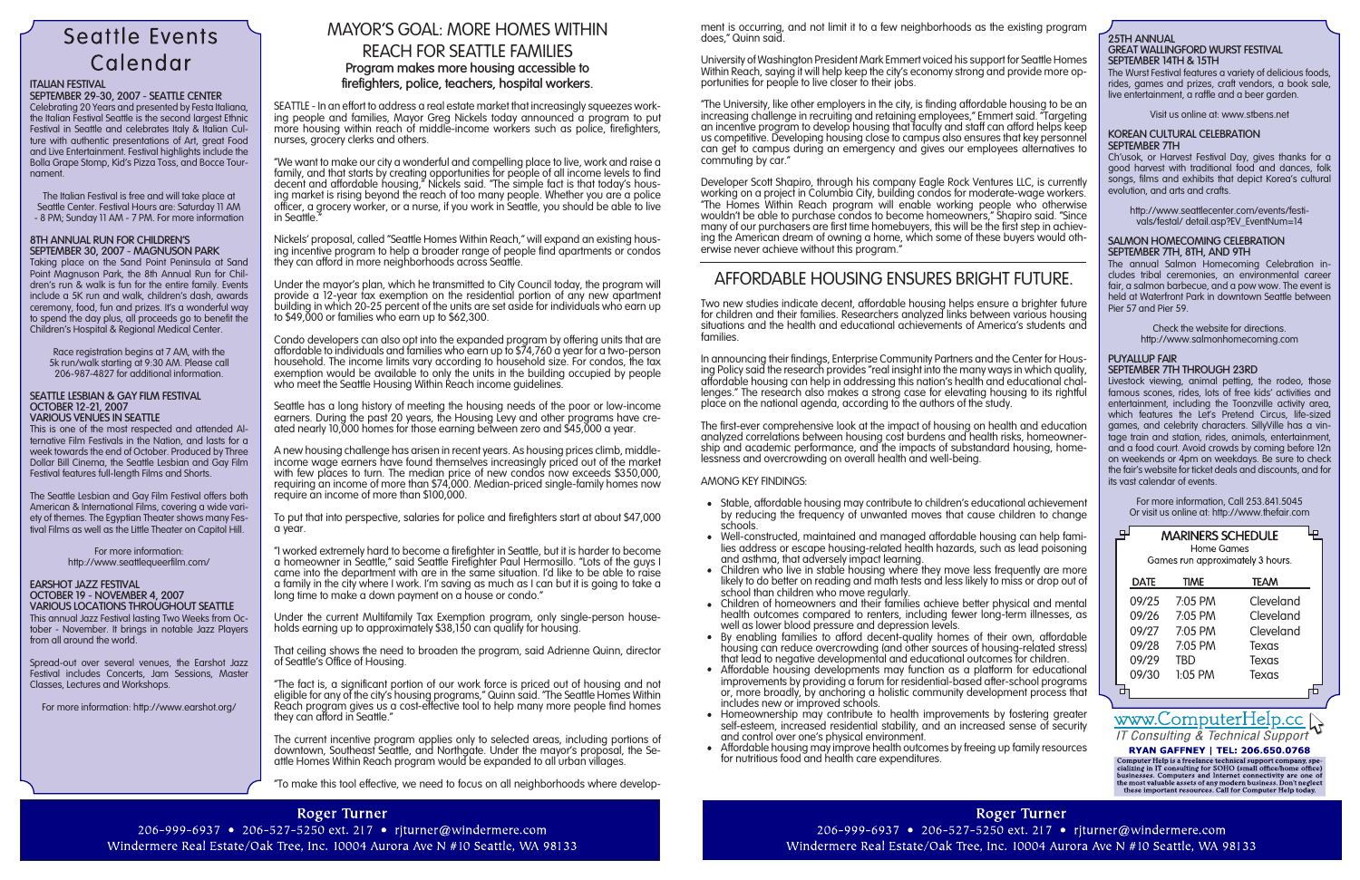# Seattle Events Calendar

### ITALIAN FESTIVAL
### SEPTEMBER 29-30, 2007 - SEATTLE CENTER

Celebrating 20 Years and presented by Festa Italiana, the Italian Festival Seattle is the second largest Ethnic Festival in Seattle and celebrates Italy & Italian Culture with authentic presentations of Art, great Food and Live Entertainment. Festival highlights include the Bolla Grape Stomp, Kid's Pizza Toss, and Bocce Tournament.

The Italian Festival is free and will take place at Seattle Center. Festival Hours are: Saturday 11 AM - 8 PM; Sunday 11 AM - 7 PM. For more information

### 8TH ANNUAL RUN FOR CHILDREN'S
### SEPTEMBER 30, 2007 - MAGNUSON PARK

Taking place on the Sand Point Peninsula at Sand Point Magnuson Park, the 8th Annual Run for Children's run & walk is fun for the entire family. Events include a 5K run and walk, children's dash, awards ceremony, food, fun and prizes. It's a wonderful way to spend the day plus, all proceeds go to benefit the Children's Hospital & Regional Medical Center.

Race registration begins at 7 AM, with the 5k run/walk starting at 9:30 AM. Please call 206-987-4827 for additional information.

### SEATTLE LESBIAN & GAY FILM FESTIVAL
### OCTOBER 12-21, 2007
### VARIOUS VENUES IN SEATTLE

This is one of the most respected and attended Alternative Film Festivals in the Nation, and lasts for a week towards the end of October. Produced by Three Dollar Bill Cinema, the Seattle Lesbian and Gay Film Festival features full-length Films and Shorts.

The Seattle Lesbian and Gay Film Festival offers both American & International Films, covering a wide variety of themes. The Egyptian Theater shows many Festival Films as well as the Little Theater on Capitol Hill.

For more information:
http://www.seattlequeerfilm.com/

### EARSHOT JAZZ FESTIVAL
### OCTOBER 19 - NOVEMBER 4, 2007
### VARIOUS LOCATIONS THROUGHOUT SEATTLE

This annual Jazz Festival lasting Two Weeks from October - November. It brings in notable Jazz Players from all around the world.

Spread-out over several venues, the Earshot Jazz Festival includes Concerts, Jam Sessions, Master Classes, Lectures and Workshops.

For more information: http://www.earshot.org/

# MAYOR'S GOAL: MORE HOMES WITHIN REACH FOR SEATTLE FAMILIES

**Program makes more housing accessible to firefighters, police, teachers, hospital workers.**

SEATTLE - In an effort to address a real estate market that increasingly squeezes working people and families, Mayor Greg Nickels today announced a program to put more housing within reach of middle-income workers such as police, firefighters, nurses, grocery clerks and others.

"We want to make our city a wonderful and compelling place to live, work and raise a family, and that starts by creating opportunities for people of all income levels to find decent and affordable housing," Nickels said. "The simple fact is that today's housing market is rising beyond the reach of too many people. Whether you are a police officer, a grocery worker, or a nurse, if you work in Seattle, you should be able to live in Seattle."

Nickels' proposal, called "Seattle Homes Within Reach," will expand an existing housing incentive program to help a broader range of people find apartments or condos they can afford in more neighborhoods across Seattle.

Under the mayor's plan, which he transmitted to City Council today, the program will provide a 12-year tax exemption on the residential portion of any new apartment building in which 20-25 percent of the units are set aside for individuals who earn up to $49,000 or families who earn up to $62,300.

Condo developers can also opt into the expanded program by offering units that are affordable to individuals and families who earn up to $74,760 a year for a two-person household. The income limits vary according to household size. For condos, the tax exemption would be available to only the units in the building occupied by people who meet the Seattle Housing Within Reach income guidelines.

Seattle has a long history of meeting the housing needs of the poor or low-income earners. During the past 20 years, the Housing Levy and other programs have created nearly 10,000 homes for those earning between zero and $45,000 a year.

A new housing challenge has arisen in recent years. As housing prices climb, middle-income wage earners have found themselves increasingly priced out of the market with few places to turn. The median price of new condos now exceeds $350,000, requiring an income of more than $74,000. Median-priced single-family homes now require an income of more than $100,000.

To put that into perspective, salaries for police and firefighters start at about $47,000 a year.

"I worked extremely hard to become a firefighter in Seattle, but it is harder to become a homeowner in Seattle," said Seattle Firefighter Paul Hermosillo. "Lots of the guys I came into the department with are in the same situation. I'd like to be able to raise a family in the city where I work. I'm saving as much as I can but it is going to take a long time to make a down payment on a house or condo."

Under the current Multifamily Tax Exemption program, only single-person households earning up to approximately $38,150 can qualify for housing.

That ceiling shows the need to broaden the program, said Adrienne Quinn, director of Seattle's Office of Housing.

"The fact is, a significant portion of our work force is priced out of housing and not eligible for any of the city's housing programs," Quinn said. "The Seattle Homes Within Reach program gives us a cost-effective tool to help many more people find homes they can afford in Seattle."

The current incentive program applies only to selected areas, including portions of downtown, Southeast Seattle, and Northgate. Under the mayor's proposal, the Seattle Homes Within Reach program would be expanded to all urban villages.

"To make this tool effective, we need to focus on all neighborhoods where development is occurring, and not limit it to a few neighborhoods as the existing program does," Quinn said.

University of Washington President Mark Emmert voiced his support for Seattle Homes Within Reach, saying it will help keep the city's economy strong and provide more opportunities for people to live closer to their jobs.

"The University, like other employers in the city, is finding affordable housing to be an increasing challenge in recruiting and retaining employees," Emmert said. "Targeting an incentive program to develop housing that faculty and staff can afford helps keep us competitive. Developing housing close to campus also ensures that key personnel can get to campus during an emergency and gives our employees alternatives to commuting by car."

Developer Scott Shapiro, through his company Eagle Rock Ventures LLC, is currently working on a project in Columbia City, building condos for moderate-wage workers. "The Homes Within Reach program will enable working people who otherwise wouldn't be able to purchase condos to become homeowners," Shapiro said. "Since many of our purchasers are first time homebuyers, this will be the first step in achieving the American dream of owning a home, which some of these buyers would otherwise never achieve without this program."

# AFFORDABLE HOUSING ENSURES BRIGHT FUTURE.

Two new studies indicate decent, affordable housing helps ensure a brighter future for children and their families. Researchers analyzed links between various housing situations and the health and educational achievements of America's students and families.

In announcing their findings, Enterprise Community Partners and the Center for Housing Policy said the research provides "real insight into the many ways in which quality, affordable housing can help in addressing this nation's health and educational challenges." The research also makes a strong case for elevating housing to its rightful place on the national agenda, according to the authors of the study.

The first-ever comprehensive look at the impact of housing on health and education analyzed correlations between housing cost burdens and health risks, homeownership and academic performance, and the impacts of substandard housing, homelessness and overcrowding on overall health and well-being.

AMONG KEY FINDINGS:

- Stable, affordable housing may contribute to children's educational achievement by reducing the frequency of unwanted moves that cause children to change schools.
- Well-constructed, maintained and managed affordable housing can help families address or escape housing-related health hazards, such as lead poisoning and asthma, that adversely impact learning.
- Children who live in stable housing where they move less frequently are more likely to do better on reading and math tests and less likely to miss or drop out of school than children who move regularly.
- Children of homeowners and their families achieve better physical and mental health outcomes compared to renters, including fewer long-term illnesses, as well as lower blood pressure and depression levels.
- By enabling families to afford decent-quality homes of their own, affordable housing can reduce overcrowding (and other sources of housing-related stress) that lead to negative developmental and educational outcomes for children.
- Affordable housing developments may function as a platform for educational improvements by providing a forum for residential-based after-school programs or, more broadly, by anchoring a holistic community development process that includes new or improved schools.
- Homeownership may contribute to health improvements by fostering greater self-esteem, increased residential stability, and an increased sense of security and control over one's physical environment.
- Affordable housing may improve health outcomes by freeing up family resources for nutritious food and health care expenditures.

### 25TH ANNUAL
### GREAT WALLINGFORD WURST FESTIVAL
### SEPTEMBER 14TH & 15TH

The Wurst Festival features a variety of delicious foods, rides, games and prizes, craft vendors, a book sale, live entertainment, a raffle and a beer garden.

Visit us online at: www.stbens.net

### KOREAN CULTURAL CELEBRATION
### SEPTEMBER 7TH

Ch'usok, or Harvest Festival Day, gives thanks for a good harvest with traditional food and dances, folk songs, films and exhibits that depict Korea's cultural evolution, and arts and crafts.

http://www.seattlecenter.com/events/festivals/festal/ detail.asp?EV_EventNum=14

### SALMON HOMECOMING CELEBRATION
### SEPTEMBER 7TH, 8TH, AND 9TH

The annual Salmon Homecoming Celebration includes tribal ceremonies, an environmental career fair, a salmon barbecue, and a pow wow. The event is held at Waterfront Park in downtown Seattle between Pier 57 and Pier 59.

Check the website for directions.
http://www.salmonhomecoming.com

### PUYALLUP FAIR
### SEPTEMBER 7TH THROUGH 23RD

Livestock viewing, animal petting, the rodeo, those famous scones, rides, lots of free kids' activities and entertainment, including the Toonzville activity area, which features the Let's Pretend Circus, life-sized games, and celebrity characters. SillyVille has a vintage train and station, rides, animals, entertainment, and a food court. Avoid crowds by coming before 12n on weekends or 4pm on weekdays. Be sure to check the fair's website for ticket deals and discounts, and for its vast calendar of events.

For more information, Call 253.841.5045
Or visit us online at: http://www.thefair.com

### MARINERS SCHEDULE
Home Games
Games run approximately 3 hours.

| DATE | TIME | TEAM |
| --- | --- | --- |
| 09/25 | 7:05 PM | Cleveland |
| 09/26 | 7:05 PM | Cleveland |
| 09/27 | 7:05 PM | Cleveland |
| 09/28 | 7:05 PM | Texas |
| 09/29 | TBD | Texas |
| 09/30 | 1:05 PM | Texas |

www.ComputerHelp.cc
*IT Consulting & Technical Support*
**RYAN GAFFNEY | TEL: 206.650.0768**
Computer Help is a freelance technical support company specializing in IT consulting for SOHO (small office/home office) businesses. Computers and Internet connectivity are one of the most valuable assets of any modern business. Don't neglect these important resources. Call for Computer Help today.

**Roger Turner**
206-999-6937 • 206-527-5250 ext. 217 • rjturner@windermere.com
Windermere Real Estate/Oak Tree, Inc. 10004 Aurora Ave N #10 Seattle, WA 98133